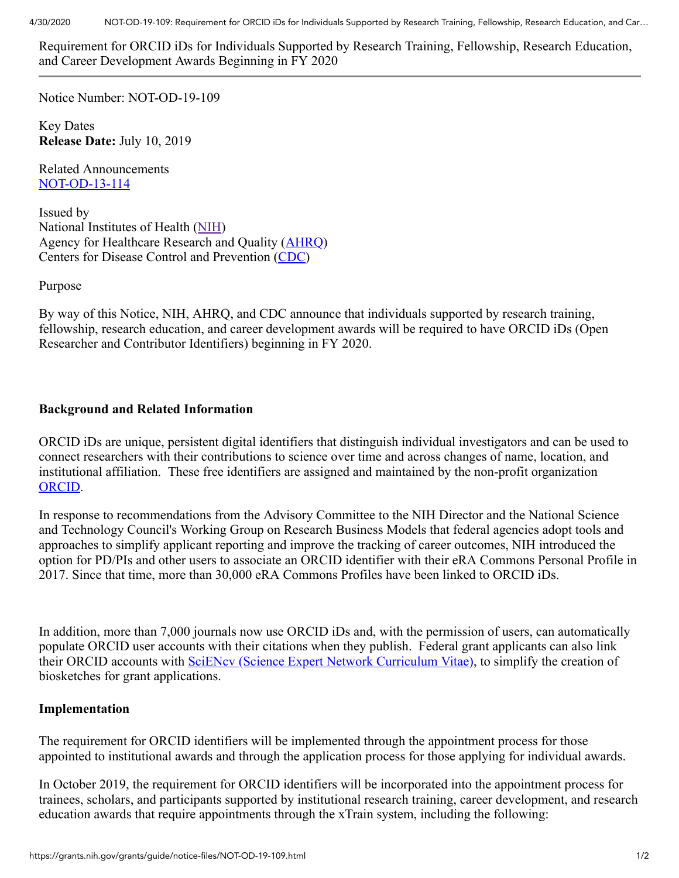Requirement for ORCID iDs for Individuals Supported by Research Training, Fellowship, Research Education, and Career Development Awards Beginning in FY 2020

---

Notice Number: NOT-OD-19-109

Key Dates
**Release Date:** July 10, 2019

Related Announcements
NOT-OD-13-114

Issued by
National Institutes of Health (NIH)
Agency for Healthcare Research and Quality (AHRQ)
Centers for Disease Control and Prevention (CDC)

Purpose

By way of this Notice, NIH, AHRQ, and CDC announce that individuals supported by research training, fellowship, research education, and career development awards will be required to have ORCID iDs (Open Researcher and Contributor Identifiers) beginning in FY 2020.

**Background and Related Information**

ORCID iDs are unique, persistent digital identifiers that distinguish individual investigators and can be used to connect researchers with their contributions to science over time and across changes of name, location, and institutional affiliation. These free identifiers are assigned and maintained by the non-profit organization ORCID.

In response to recommendations from the Advisory Committee to the NIH Director and the National Science and Technology Council's Working Group on Research Business Models that federal agencies adopt tools and approaches to simplify applicant reporting and improve the tracking of career outcomes, NIH introduced the option for PD/PIs and other users to associate an ORCID identifier with their eRA Commons Personal Profile in 2017. Since that time, more than 30,000 eRA Commons Profiles have been linked to ORCID iDs.

In addition, more than 7,000 journals now use ORCID iDs and, with the permission of users, can automatically populate ORCID user accounts with their citations when they publish. Federal grant applicants can also link their ORCID accounts with SciENcv (Science Expert Network Curriculum Vitae), to simplify the creation of biosketches for grant applications.

**Implementation**

The requirement for ORCID identifiers will be implemented through the appointment process for those appointed to institutional awards and through the application process for those applying for individual awards.

In October 2019, the requirement for ORCID identifiers will be incorporated into the appointment process for trainees, scholars, and participants supported by institutional research training, career development, and research education awards that require appointments through the xTrain system, including the following: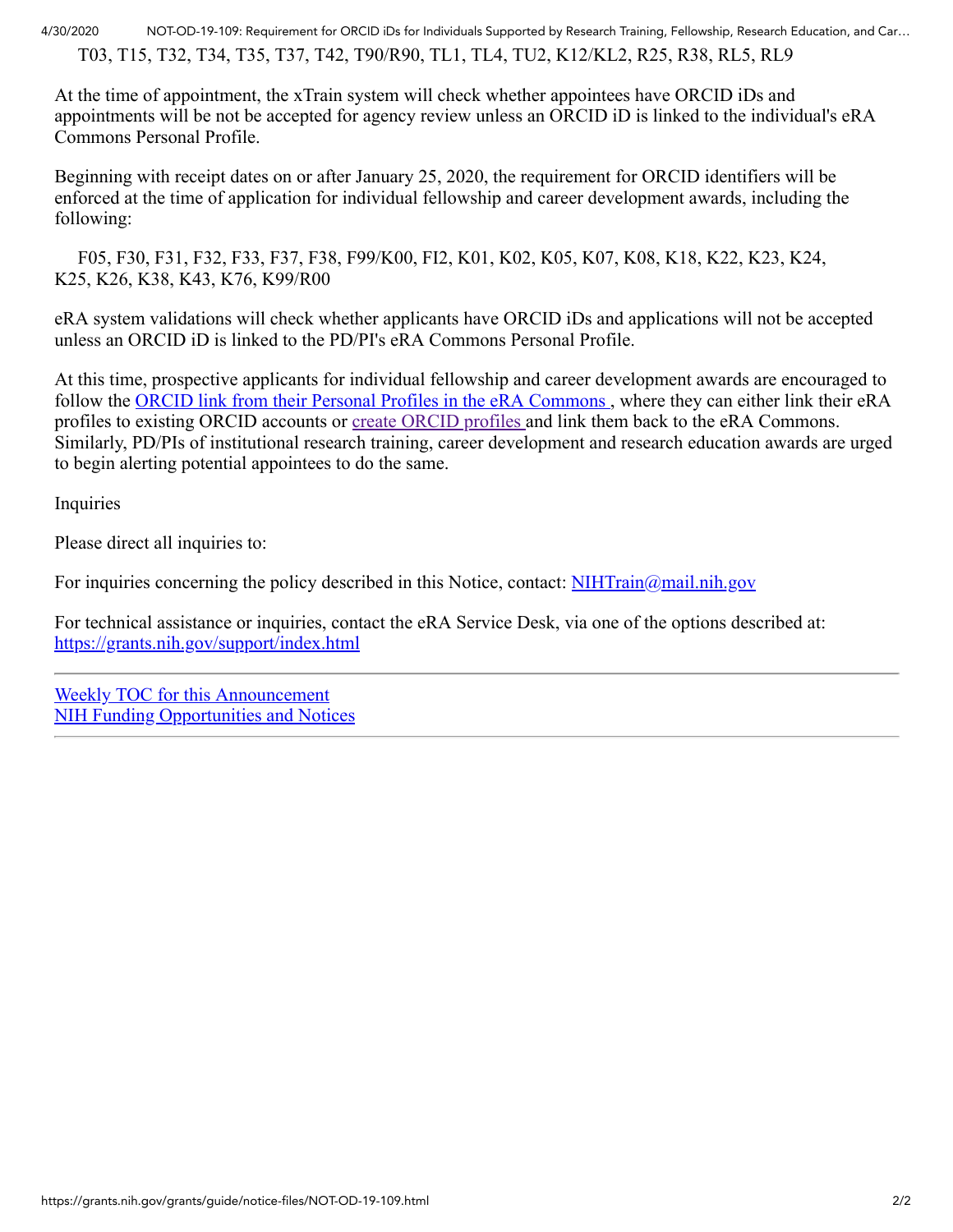T03, T15, T32, T34, T35, T37, T42, T90/R90, TL1, TL4, TU2, K12/KL2, R25, R38, RL5, RL9

At the time of appointment, the xTrain system will check whether appointees have ORCID iDs and appointments will be not be accepted for agency review unless an ORCID iD is linked to the individual's eRA Commons Personal Profile.

Beginning with receipt dates on or after January 25, 2020, the requirement for ORCID identifiers will be enforced at the time of application for individual fellowship and career development awards, including the following:

F05, F30, F31, F32, F33, F37, F38, F99/K00, FI2, K01, K02, K05, K07, K08, K18, K22, K23, K24, K25, K26, K38, K43, K76, K99/R00

eRA system validations will check whether applicants have ORCID iDs and applications will not be accepted unless an ORCID iD is linked to the PD/PI's eRA Commons Personal Profile.

At this time, prospective applicants for individual fellowship and career development awards are encouraged to follow the ORCID link from their Personal Profiles in the eRA Commons , where they can either link their eRA profiles to existing ORCID accounts or create ORCID profiles and link them back to the eRA Commons. Similarly, PD/PIs of institutional research training, career development and research education awards are urged to begin alerting potential appointees to do the same.

Inquiries

Please direct all inquiries to:

For inquiries concerning the policy described in this Notice, contact: NIHTrain@mail.nih.gov

For technical assistance or inquiries, contact the eRA Service Desk, via one of the options described at: https://grants.nih.gov/support/index.html

---

Weekly TOC for this Announcement
NIH Funding Opportunities and Notices